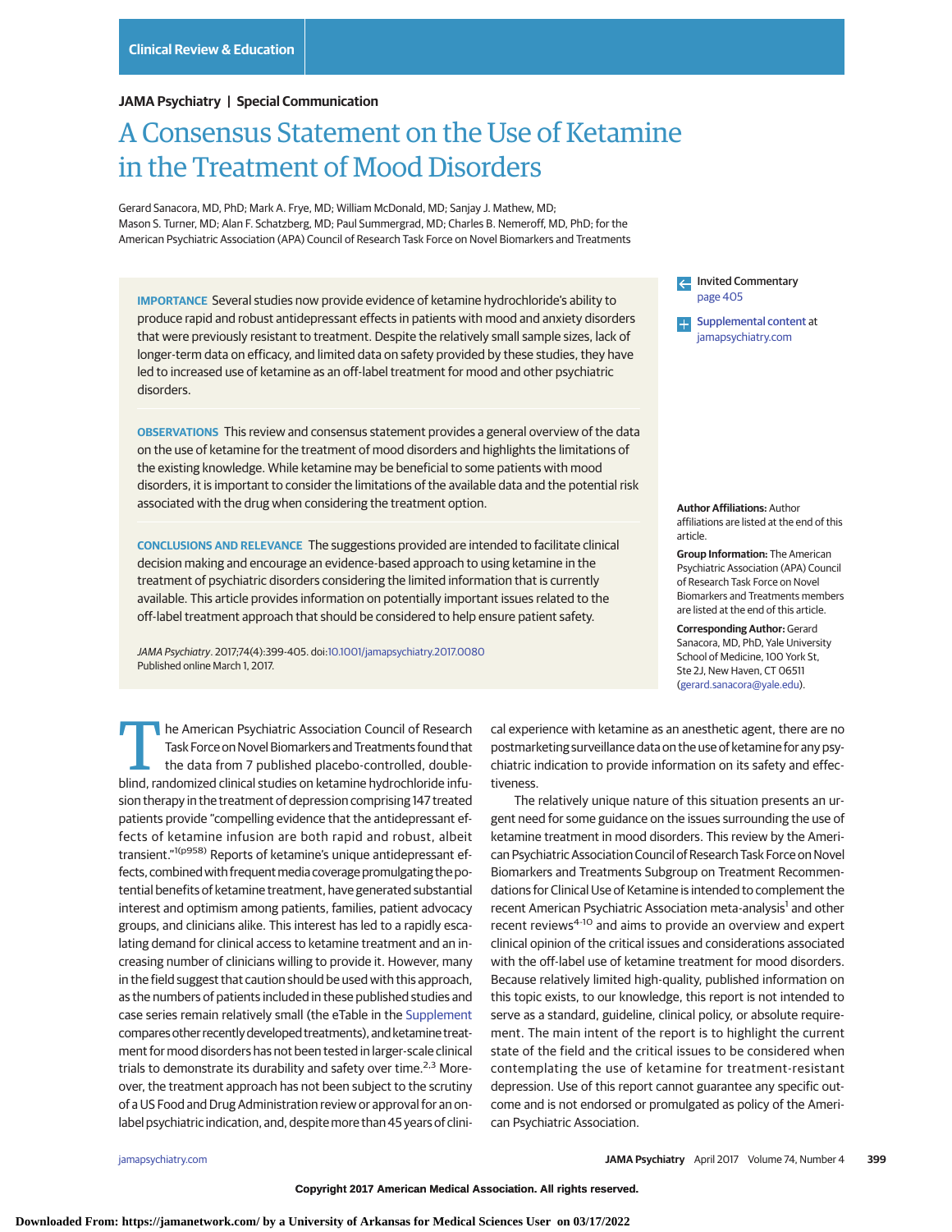Clinical Review & Education

JAMA Psychiatry | Special Communication

# A Consensus Statement on the Use of Ketamine in the Treatment of Mood Disorders

Gerard Sanacora, MD, PhD; Mark A. Frye, MD; William McDonald, MD; Sanjay J. Mathew, MD; Mason S. Turner, MD; Alan F. Schatzberg, MD; Paul Summergrad, MD; Charles B. Nemeroff, MD, PhD; for the American Psychiatric Association (APA) Council of Research Task Force on Novel Biomarkers and Treatments

**IMPORTANCE** Several studies now provide evidence of ketamine hydrochloride's ability to produce rapid and robust antidepressant effects in patients with mood and anxiety disorders that were previously resistant to treatment. Despite the relatively small sample sizes, lack of longer-term data on efficacy, and limited data on safety provided by these studies, they have led to increased use of ketamine as an off-label treatment for mood and other psychiatric disorders.

**OBSERVATIONS** This review and consensus statement provides a general overview of the data on the use of ketamine for the treatment of mood disorders and highlights the limitations of the existing knowledge. While ketamine may be beneficial to some patients with mood disorders, it is important to consider the limitations of the available data and the potential risk associated with the drug when considering the treatment option.

**CONCLUSIONS AND RELEVANCE** The suggestions provided are intended to facilitate clinical decision making and encourage an evidence-based approach to using ketamine in the treatment of psychiatric disorders considering the limited information that is currently available. This article provides information on potentially important issues related to the off-label treatment approach that should be considered to help ensure patient safety.

*JAMA Psychiatry*. 2017;74(4):399-405. doi:10.1001/jamapsychiatry.2017.0080
Published online March 1, 2017.

Invited Commentary page 405

Supplemental content at jamapsychiatry.com

**Author Affiliations:** Author affiliations are listed at the end of this article.

**Group Information:** The American Psychiatric Association (APA) Council of Research Task Force on Novel Biomarkers and Treatments members are listed at the end of this article.

**Corresponding Author:** Gerard Sanacora, MD, PhD, Yale University School of Medicine, 100 York St, Ste 2J, New Haven, CT 06511 (gerard.sanacora@yale.edu).

The American Psychiatric Association Council of Research Task Force on Novel Biomarkers and Treatments found that the data from 7 published placebo-controlled, double-blind, randomized clinical studies on ketamine hydrochloride infusion therapy in the treatment of depression comprising 147 treated patients provide "compelling evidence that the antidepressant effects of ketamine infusion are both rapid and robust, albeit transient."[1(p958)] Reports of ketamine's unique antidepressant effects, combined with frequent media coverage promulgating the potential benefits of ketamine treatment, have generated substantial interest and optimism among patients, families, patient advocacy groups, and clinicians alike. This interest has led to a rapidly escalating demand for clinical access to ketamine treatment and an increasing number of clinicians willing to provide it. However, many in the field suggest that caution should be used with this approach, as the numbers of patients included in these published studies and case series remain relatively small (the eTable in the Supplement compares other recently developed treatments), and ketamine treatment for mood disorders has not been tested in larger-scale clinical trials to demonstrate its durability and safety over time.[2,3] Moreover, the treatment approach has not been subject to the scrutiny of a US Food and Drug Administration review or approval for an on-label psychiatric indication, and, despite more than 45 years of clinical experience with ketamine as an anesthetic agent, there are no postmarketing surveillance data on the use of ketamine for any psychiatric indication to provide information on its safety and effectiveness.

The relatively unique nature of this situation presents an urgent need for some guidance on the issues surrounding the use of ketamine treatment in mood disorders. This review by the American Psychiatric Association Council of Research Task Force on Novel Biomarkers and Treatments Subgroup on Treatment Recommendations for Clinical Use of Ketamine is intended to complement the recent American Psychiatric Association meta-analysis[1] and other recent reviews[4-10] and aims to provide an overview and expert clinical opinion of the critical issues and considerations associated with the off-label use of ketamine treatment for mood disorders. Because relatively limited high-quality, published information on this topic exists, to our knowledge, this report is not intended to serve as a standard, guideline, clinical policy, or absolute requirement. The main intent of the report is to highlight the current state of the field and the critical issues to be considered when contemplating the use of ketamine for treatment-resistant depression. Use of this report cannot guarantee any specific outcome and is not endorsed or promulgated as policy of the American Psychiatric Association.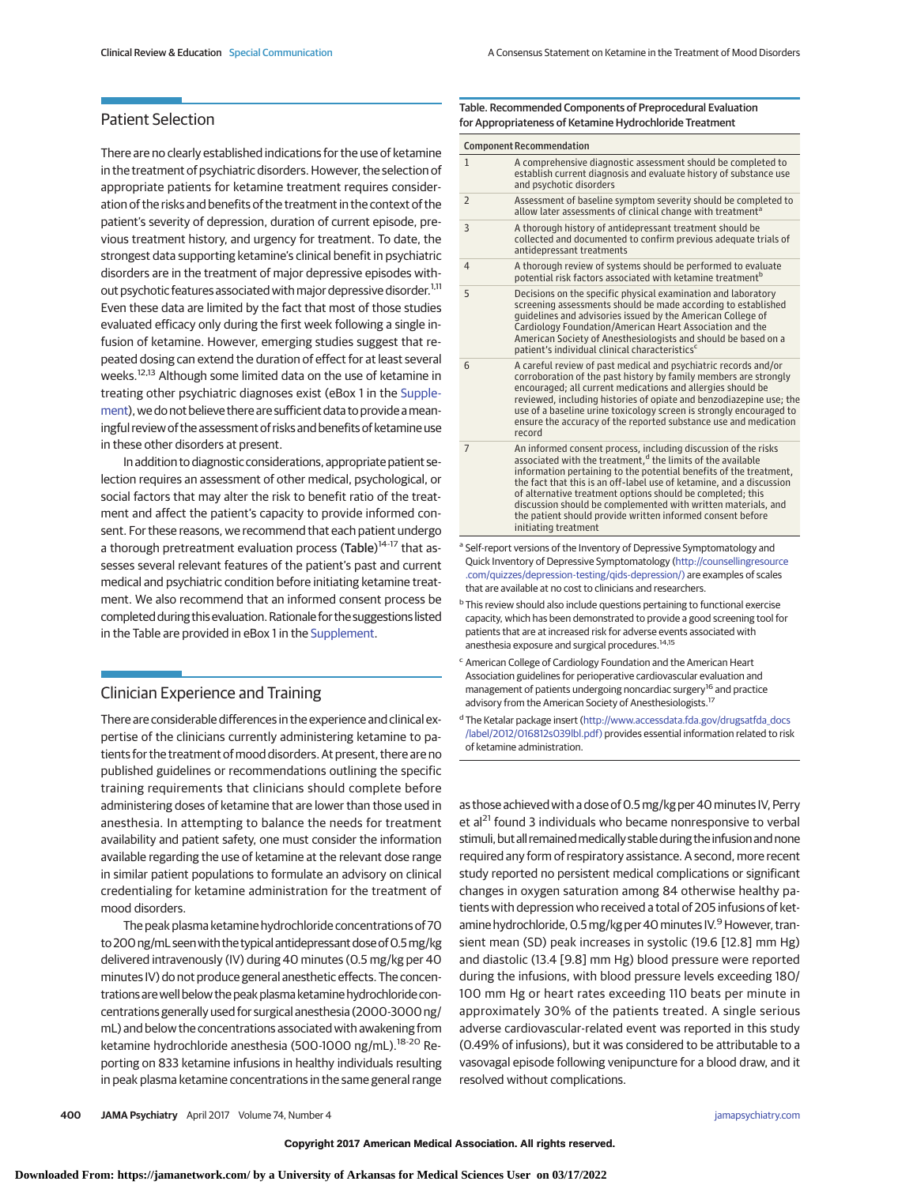## Patient Selection

There are no clearly established indications for the use of ketamine in the treatment of psychiatric disorders. However, the selection of appropriate patients for ketamine treatment requires consideration of the risks and benefits of the treatment in the context of the patient's severity of depression, duration of current episode, previous treatment history, and urgency for treatment. To date, the strongest data supporting ketamine's clinical benefit in psychiatric disorders are in the treatment of major depressive episodes without psychotic features associated with major depressive disorder.[1,11] Even these data are limited by the fact that most of those studies evaluated efficacy only during the first week following a single infusion of ketamine. However, emerging studies suggest that repeated dosing can extend the duration of effect for at least several weeks.[12,13] Although some limited data on the use of ketamine in treating other psychiatric diagnoses exist (eBox 1 in the Supplement), we do not believe there are sufficient data to provide a meaningful review of the assessment of risks and benefits of ketamine use in these other disorders at present.

In addition to diagnostic considerations, appropriate patient selection requires an assessment of other medical, psychological, or social factors that may alter the risk to benefit ratio of the treatment and affect the patient's capacity to provide informed consent. For these reasons, we recommend that each patient undergo a thorough pretreatment evaluation process (**Table**)[14-17] that assesses several relevant features of the patient's past and current medical and psychiatric condition before initiating ketamine treatment. We also recommend that an informed consent process be completed during this evaluation. Rationale for the suggestions listed in the Table are provided in eBox 1 in the Supplement.

Table. Recommended Components of Preprocedural Evaluation for Appropriateness of Ketamine Hydrochloride Treatment

| Component | Recommendation |
|---|---|
| 1 | A comprehensive diagnostic assessment should be completed to establish current diagnosis and evaluate history of substance use and psychotic disorders |
| 2 | Assessment of baseline symptom severity should be completed to allow later assessments of clinical change with treatment[a] |
| 3 | A thorough history of antidepressant treatment should be collected and documented to confirm previous adequate trials of antidepressant treatments |
| 4 | A thorough review of systems should be performed to evaluate potential risk factors associated with ketamine treatment[b] |
| 5 | Decisions on the specific physical examination and laboratory screening assessments should be made according to established guidelines and advisories issued by the American College of Cardiology Foundation/American Heart Association and the American Society of Anesthesiologists and should be based on a patient's individual clinical characteristics[c] |
| 6 | A careful review of past medical and psychiatric records and/or corroboration of the past history by family members are strongly encouraged; all current medications and allergies should be reviewed, including histories of opiate and benzodiazepine use; the use of a baseline urine toxicology screen is strongly encouraged to ensure the accuracy of the reported substance use and medication record |
| 7 | An informed consent process, including discussion of the risks associated with the treatment,[d] the limits of the available information pertaining to the potential benefits of the treatment, the fact that this is an off-label use of ketamine, and a discussion of alternative treatment options should be completed; this discussion should be complemented with written materials, and the patient should provide written informed consent before initiating treatment |

[a] Self-report versions of the Inventory of Depressive Symptomatology and Quick Inventory of Depressive Symptomatology (http://counsellingresource.com/quizzes/depression-testing/qids-depression/) are examples of scales that are available at no cost to clinicians and researchers.

[b] This review should also include questions pertaining to functional exercise capacity, which has been demonstrated to provide a good screening tool for patients that are at increased risk for adverse events associated with anesthesia exposure and surgical procedures.[14,15]

[c] American College of Cardiology Foundation and the American Heart Association guidelines for perioperative cardiovascular evaluation and management of patients undergoing noncardiac surgery[16] and practice advisory from the American Society of Anesthesiologists.[17]

[d] The Ketalar package insert (http://www.accessdata.fda.gov/drugsatfda_docs/label/2012/016812s039lbl.pdf) provides essential information related to risk of ketamine administration.

## Clinician Experience and Training

There are considerable differences in the experience and clinical expertise of the clinicians currently administering ketamine to patients for the treatment of mood disorders. At present, there are no published guidelines or recommendations outlining the specific training requirements that clinicians should complete before administering doses of ketamine that are lower than those used in anesthesia. In attempting to balance the needs for treatment availability and patient safety, one must consider the information available regarding the use of ketamine at the relevant dose range in similar patient populations to formulate an advisory on clinical credentialing for ketamine administration for the treatment of mood disorders.

The peak plasma ketamine hydrochloride concentrations of 70 to 200 ng/mL seen with the typical antidepressant dose of 0.5 mg/kg delivered intravenously (IV) during 40 minutes (0.5 mg/kg per 40 minutes IV) do not produce general anesthetic effects. The concentrations are well below the peak plasma ketamine hydrochloride concentrations generally used for surgical anesthesia (2000-3000 ng/mL) and below the concentrations associated with awakening from ketamine hydrochloride anesthesia (500-1000 ng/mL).[18-20] Reporting on 833 ketamine infusions in healthy individuals resulting in peak plasma ketamine concentrations in the same general range as those achieved with a dose of 0.5 mg/kg per 40 minutes IV, Perry et al[21] found 3 individuals who became nonresponsive to verbal stimuli, but all remained medically stable during the infusion and none required any form of respiratory assistance. A second, more recent study reported no persistent medical complications or significant changes in oxygen saturation among 84 otherwise healthy patients with depression who received a total of 205 infusions of ketamine hydrochloride, 0.5 mg/kg per 40 minutes IV.[9] However, transient mean (SD) peak increases in systolic (19.6 [12.8] mm Hg) and diastolic (13.4 [9.8] mm Hg) blood pressure were reported during the infusions, with blood pressure levels exceeding 180/100 mm Hg or heart rates exceeding 110 beats per minute in approximately 30% of the patients treated. A single serious adverse cardiovascular-related event was reported in this study (0.49% of infusions), but it was considered to be attributable to a vasovagal episode following venipuncture for a blood draw, and it resolved without complications.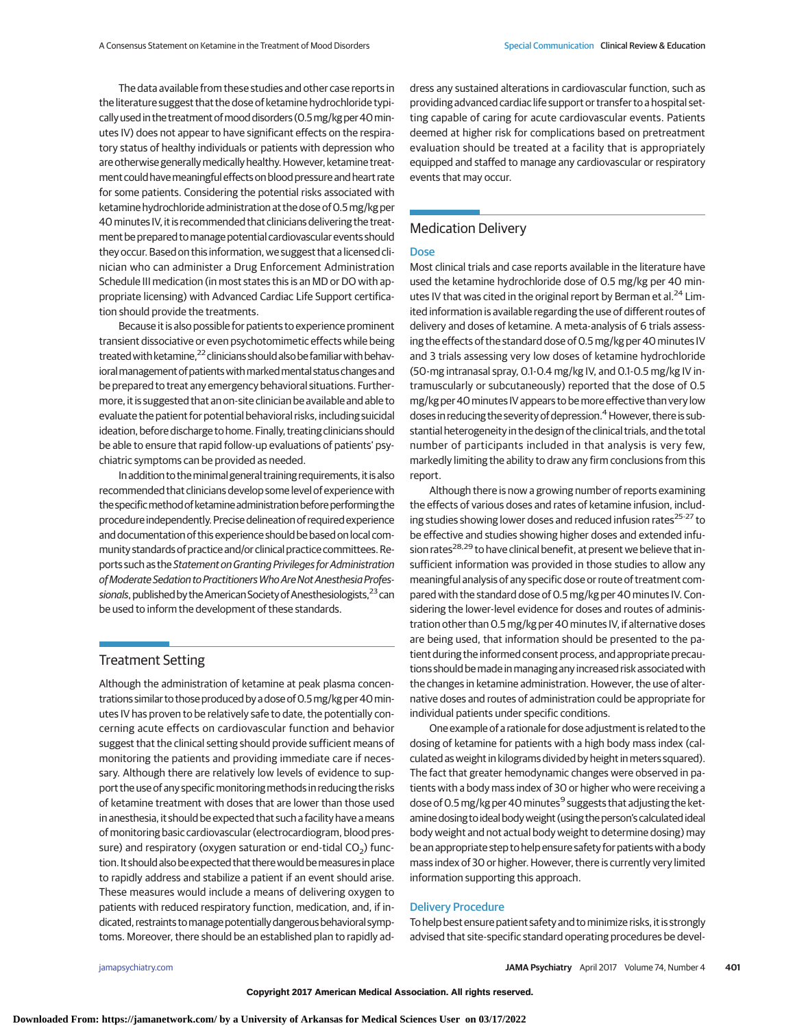The data available from these studies and other case reports in the literature suggest that the dose of ketamine hydrochloride typically used in the treatment of mood disorders (0.5 mg/kg per 40 minutes IV) does not appear to have significant effects on the respiratory status of healthy individuals or patients with depression who are otherwise generally medically healthy. However, ketamine treatment could have meaningful effects on blood pressure and heart rate for some patients. Considering the potential risks associated with ketamine hydrochloride administration at the dose of 0.5 mg/kg per 40 minutes IV, it is recommended that clinicians delivering the treatment be prepared to manage potential cardiovascular events should they occur. Based on this information, we suggest that a licensed clinician who can administer a Drug Enforcement Administration Schedule III medication (in most states this is an MD or DO with appropriate licensing) with Advanced Cardiac Life Support certification should provide the treatments.

Because it is also possible for patients to experience prominent transient dissociative or even psychotomimetic effects while being treated with ketamine,[22] clinicians should also be familiar with behavioral management of patients with marked mental status changes and be prepared to treat any emergency behavioral situations. Furthermore, it is suggested that an on-site clinician be available and able to evaluate the patient for potential behavioral risks, including suicidal ideation, before discharge to home. Finally, treating clinicians should be able to ensure that rapid follow-up evaluations of patients' psychiatric symptoms can be provided as needed.

In addition to the minimal general training requirements, it is also recommended that clinicians develop some level of experience with the specific method of ketamine administration before performing the procedure independently. Precise delineation of required experience and documentation of this experience should be based on local community standards of practice and/or clinical practice committees. Reports such as the *Statement on Granting Privileges for Administration of Moderate Sedation to Practitioners Who Are Not Anesthesia Professionals*, published by the American Society of Anesthesiologists,[23] can be used to inform the development of these standards.

## Treatment Setting

Although the administration of ketamine at peak plasma concentrations similar to those produced by a dose of 0.5 mg/kg per 40 minutes IV has proven to be relatively safe to date, the potentially concerning acute effects on cardiovascular function and behavior suggest that the clinical setting should provide sufficient means of monitoring the patients and providing immediate care if necessary. Although there are relatively low levels of evidence to support the use of any specific monitoring methods in reducing the risks of ketamine treatment with doses that are lower than those used in anesthesia, it should be expected that such a facility have a means of monitoring basic cardiovascular (electrocardiogram, blood pressure) and respiratory (oxygen saturation or end-tidal $CO_2$) function. It should also be expected that there would be measures in place to rapidly address and stabilize a patient if an event should arise. These measures would include a means of delivering oxygen to patients with reduced respiratory function, medication, and, if indicated, restraints to manage potentially dangerous behavioral symptoms. Moreover, there should be an established plan to rapidly address any sustained alterations in cardiovascular function, such as providing advanced cardiac life support or transfer to a hospital setting capable of caring for acute cardiovascular events. Patients deemed at higher risk for complications based on pretreatment evaluation should be treated at a facility that is appropriately equipped and staffed to manage any cardiovascular or respiratory events that may occur.

## Medication Delivery

### Dose

Most clinical trials and case reports available in the literature have used the ketamine hydrochloride dose of 0.5 mg/kg per 40 minutes IV that was cited in the original report by Berman et al.[24] Limited information is available regarding the use of different routes of delivery and doses of ketamine. A meta-analysis of 6 trials assessing the effects of the standard dose of 0.5 mg/kg per 40 minutes IV and 3 trials assessing very low doses of ketamine hydrochloride (50-mg intranasal spray, 0.1-0.4 mg/kg IV, and 0.1-0.5 mg/kg IV intramuscularly or subcutaneously) reported that the dose of 0.5 mg/kg per 40 minutes IV appears to be more effective than very low doses in reducing the severity of depression.[4] However, there is substantial heterogeneity in the design of the clinical trials, and the total number of participants included in that analysis is very few, markedly limiting the ability to draw any firm conclusions from this report.

Although there is now a growing number of reports examining the effects of various doses and rates of ketamine infusion, including studies showing lower doses and reduced infusion rates[25-27] to be effective and studies showing higher doses and extended infusion rates[28,29] to have clinical benefit, at present we believe that insufficient information was provided in those studies to allow any meaningful analysis of any specific dose or route of treatment compared with the standard dose of 0.5 mg/kg per 40 minutes IV. Considering the lower-level evidence for doses and routes of administration other than 0.5 mg/kg per 40 minutes IV, if alternative doses are being used, that information should be presented to the patient during the informed consent process, and appropriate precautions should be made in managing any increased risk associated with the changes in ketamine administration. However, the use of alternative doses and routes of administration could be appropriate for individual patients under specific conditions.

One example of a rationale for dose adjustment is related to the dosing of ketamine for patients with a high body mass index (calculated as weight in kilograms divided by height in meters squared). The fact that greater hemodynamic changes were observed in patients with a body mass index of 30 or higher who were receiving a dose of 0.5 mg/kg per 40 minutes[9] suggests that adjusting the ketamine dosing to ideal body weight (using the person's calculated ideal body weight and not actual body weight to determine dosing) may be an appropriate step to help ensure safety for patients with a body mass index of 30 or higher. However, there is currently very limited information supporting this approach.

### Delivery Procedure

To help best ensure patient safety and to minimize risks, it is strongly advised that site-specific standard operating procedures be devel-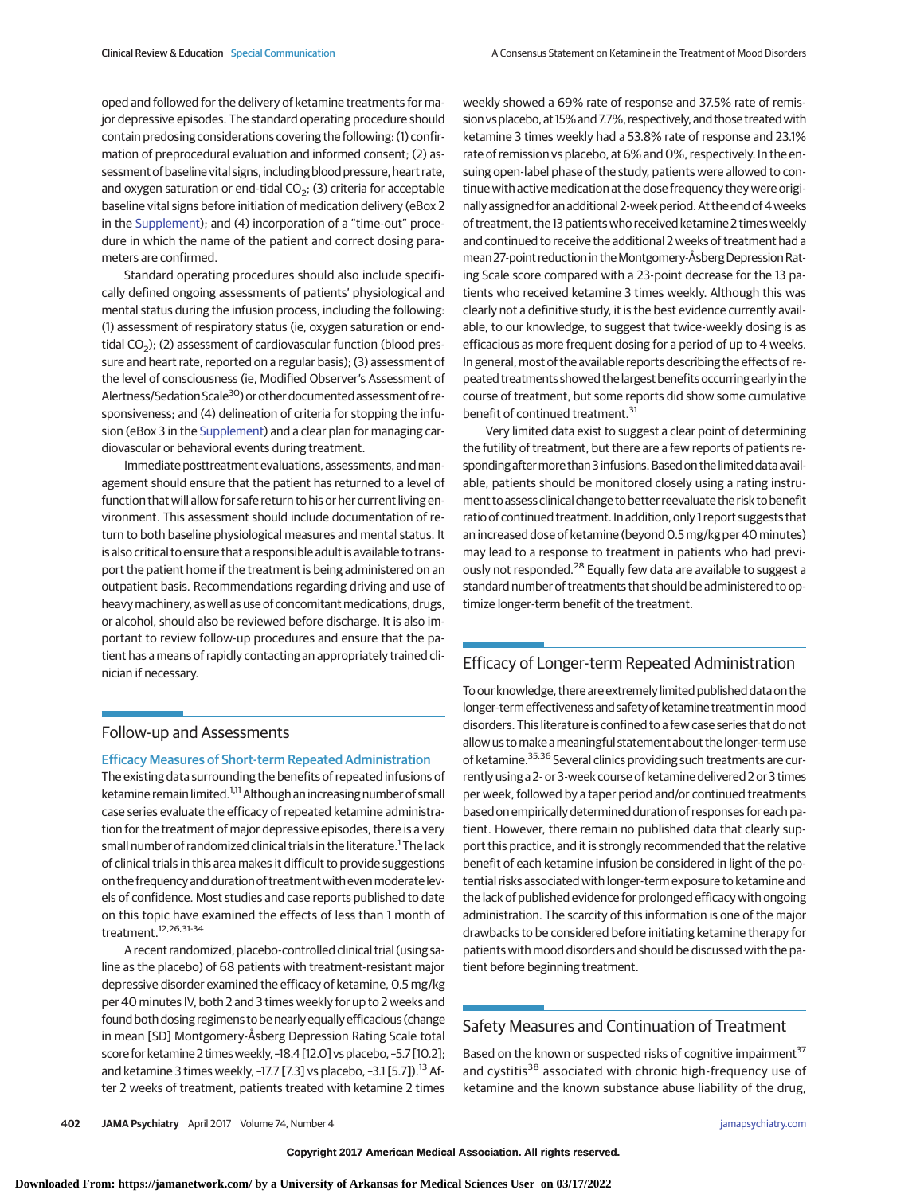oped and followed for the delivery of ketamine treatments for major depressive episodes. The standard operating procedure should contain predosing considerations covering the following: (1) confirmation of preprocedural evaluation and informed consent; (2) assessment of baseline vital signs, including blood pressure, heart rate, and oxygen saturation or end-tidal $CO_2$; (3) criteria for acceptable baseline vital signs before initiation of medication delivery (eBox 2 in the Supplement); and (4) incorporation of a "time-out" procedure in which the name of the patient and correct dosing parameters are confirmed.

Standard operating procedures should also include specifically defined ongoing assessments of patients' physiological and mental status during the infusion process, including the following: (1) assessment of respiratory status (ie, oxygen saturation or end-tidal $CO_2$); (2) assessment of cardiovascular function (blood pressure and heart rate, reported on a regular basis); (3) assessment of the level of consciousness (ie, Modified Observer's Assessment of Alertness/Sedation Scale[30] or other documented assessment of responsiveness; and (4) delineation of criteria for stopping the infusion (eBox 3 in the Supplement) and a clear plan for managing cardiovascular or behavioral events during treatment.

Immediate posttreatment evaluations, assessments, and management should ensure that the patient has returned to a level of function that will allow for safe return to his or her current living environment. This assessment should include documentation of return to both baseline physiological measures and mental status. It is also critical to ensure that a responsible adult is available to transport the patient home if the treatment is being administered on an outpatient basis. Recommendations regarding driving and use of heavy machinery, as well as use of concomitant medications, drugs, or alcohol, should also be reviewed before discharge. It is also important to review follow-up procedures and ensure that the patient has a means of rapidly contacting an appropriately trained clinician if necessary.

## Follow-up and Assessments

### Efficacy Measures of Short-term Repeated Administration

The existing data surrounding the benefits of repeated infusions of ketamine remain limited.[1,11] Although an increasing number of small case series evaluate the efficacy of repeated ketamine administration for the treatment of major depressive episodes, there is a very small number of randomized clinical trials in the literature.[1] The lack of clinical trials in this area makes it difficult to provide suggestions on the frequency and duration of treatment with even moderate levels of confidence. Most studies and case reports published to date on this topic have examined the effects of less than 1 month of treatment.[12,26,31-34]

A recent randomized, placebo-controlled clinical trial (using saline as the placebo) of 68 patients with treatment-resistant major depressive disorder examined the efficacy of ketamine, 0.5 mg/kg per 40 minutes IV, both 2 and 3 times weekly for up to 2 weeks and found both dosing regimens to be nearly equally efficacious (change in mean [SD] Montgomery-Åsberg Depression Rating Scale total score for ketamine 2 times weekly, –18.4 [12.0] vs placebo, –5.7 [10.2]; and ketamine 3 times weekly, –17.7 [7.3] vs placebo, –3.1 [5.7]).[13] After 2 weeks of treatment, patients treated with ketamine 2 times weekly showed a 69% rate of response and 37.5% rate of remission vs placebo, at 15% and 7.7%, respectively, and those treated with ketamine 3 times weekly had a 53.8% rate of response and 23.1% rate of remission vs placebo, at 6% and 0%, respectively. In the ensuing open-label phase of the study, patients were allowed to continue with active medication at the dose frequency they were originally assigned for an additional 2-week period. At the end of 4 weeks of treatment, the 13 patients who received ketamine 2 times weekly and continued to receive the additional 2 weeks of treatment had a mean 27-point reduction in the Montgomery-Åsberg Depression Rating Scale score compared with a 23-point decrease for the 13 patients who received ketamine 3 times weekly. Although this was clearly not a definitive study, it is the best evidence currently available, to our knowledge, to suggest that twice-weekly dosing is as efficacious as more frequent dosing for a period of up to 4 weeks. In general, most of the available reports describing the effects of repeated treatments showed the largest benefits occurring early in the course of treatment, but some reports did show some cumulative benefit of continued treatment.[31]

Very limited data exist to suggest a clear point of determining the futility of treatment, but there are a few reports of patients responding after more than 3 infusions. Based on the limited data available, patients should be monitored closely using a rating instrument to assess clinical change to better reevaluate the risk to benefit ratio of continued treatment. In addition, only 1 report suggests that an increased dose of ketamine (beyond 0.5 mg/kg per 40 minutes) may lead to a response to treatment in patients who had previously not responded.[28] Equally few data are available to suggest a standard number of treatments that should be administered to optimize longer-term benefit of the treatment.

## Efficacy of Longer-term Repeated Administration

To our knowledge, there are extremely limited published data on the longer-term effectiveness and safety of ketamine treatment in mood disorders. This literature is confined to a few case series that do not allow us to make a meaningful statement about the longer-term use of ketamine.[35,36] Several clinics providing such treatments are currently using a 2- or 3-week course of ketamine delivered 2 or 3 times per week, followed by a taper period and/or continued treatments based on empirically determined duration of responses for each patient. However, there remain no published data that clearly support this practice, and it is strongly recommended that the relative benefit of each ketamine infusion be considered in light of the potential risks associated with longer-term exposure to ketamine and the lack of published evidence for prolonged efficacy with ongoing administration. The scarcity of this information is one of the major drawbacks to be considered before initiating ketamine therapy for patients with mood disorders and should be discussed with the patient before beginning treatment.

## Safety Measures and Continuation of Treatment

Based on the known or suspected risks of cognitive impairment[37] and cystitis[38] associated with chronic high-frequency use of ketamine and the known substance abuse liability of the drug,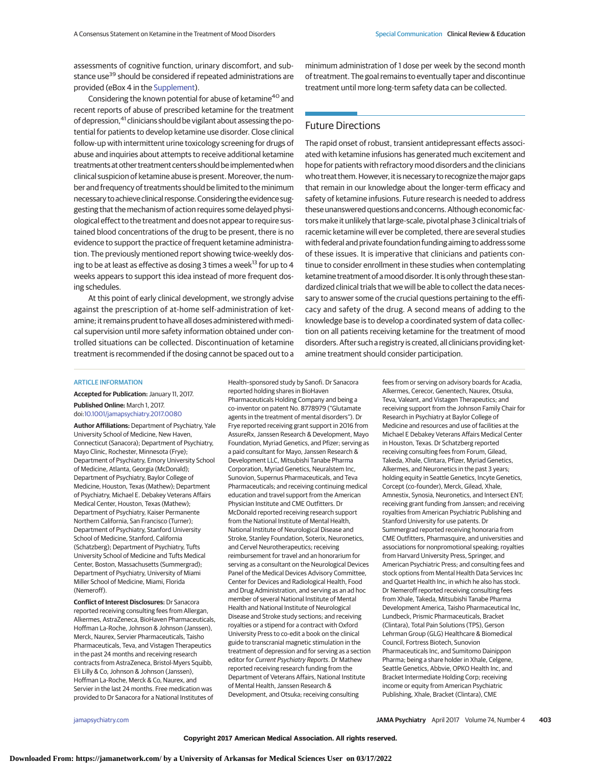assessments of cognitive function, urinary discomfort, and substance use[39] should be considered if repeated administrations are provided (eBox 4 in the Supplement).

Considering the known potential for abuse of ketamine[40] and recent reports of abuse of prescribed ketamine for the treatment of depression,[41] clinicians should be vigilant about assessing the potential for patients to develop ketamine use disorder. Close clinical follow-up with intermittent urine toxicology screening for drugs of abuse and inquiries about attempts to receive additional ketamine treatments at other treatment centers should be implemented when clinical suspicion of ketamine abuse is present. Moreover, the number and frequency of treatments should be limited to the minimum necessary to achieve clinical response. Considering the evidence suggesting that the mechanism of action requires some delayed physiological effect to the treatment and does not appear to require sustained blood concentrations of the drug to be present, there is no evidence to support the practice of frequent ketamine administration. The previously mentioned report showing twice-weekly dosing to be at least as effective as dosing 3 times a week[13] for up to 4 weeks appears to support this idea instead of more frequent dosing schedules.

At this point of early clinical development, we strongly advise against the prescription of at-home self-administration of ketamine; it remains prudent to have all doses administered with medical supervision until more safety information obtained under controlled situations can be collected. Discontinuation of ketamine treatment is recommended if the dosing cannot be spaced out to a minimum administration of 1 dose per week by the second month of treatment. The goal remains to eventually taper and discontinue treatment until more long-term safety data can be collected.

## Future Directions

The rapid onset of robust, transient antidepressant effects associated with ketamine infusions has generated much excitement and hope for patients with refractory mood disorders and the clinicians who treat them. However, it is necessary to recognize the major gaps that remain in our knowledge about the longer-term efficacy and safety of ketamine infusions. Future research is needed to address these unanswered questions and concerns. Although economic factors make it unlikely that large-scale, pivotal phase 3 clinical trials of racemic ketamine will ever be completed, there are several studies with federal and private foundation funding aiming to address some of these issues. It is imperative that clinicians and patients continue to consider enrollment in these studies when contemplating ketamine treatment of a mood disorder. It is only through these standardized clinical trials that we will be able to collect the data necessary to answer some of the crucial questions pertaining to the efficacy and safety of the drug. A second means of adding to the knowledge base is to develop a coordinated system of data collection on all patients receiving ketamine for the treatment of mood disorders. After such a registry is created, all clinicians providing ketamine treatment should consider participation.

### ARTICLE INFORMATION

**Accepted for Publication:** January 11, 2017.

**Published Online:** March 1, 2017. doi:10.1001/jamapsychiatry.2017.0080

**Author Affiliations:** Department of Psychiatry, Yale University School of Medicine, New Haven, Connecticut (Sanacora); Department of Psychiatry, Mayo Clinic, Rochester, Minnesota (Frye); Department of Psychiatry, Emory University School of Medicine, Atlanta, Georgia (McDonald); Department of Psychiatry, Baylor College of Medicine, Houston, Texas (Mathew); Department of Psychiatry, Michael E. Debakey Veterans Affairs Medical Center, Houston, Texas (Mathew); Department of Psychiatry, Kaiser Permanente Northern California, San Francisco (Turner); Department of Psychiatry, Stanford University School of Medicine, Stanford, California (Schatzberg); Department of Psychiatry, Tufts University School of Medicine and Tufts Medical Center, Boston, Massachusetts (Summergrad); Department of Psychiatry, University of Miami Miller School of Medicine, Miami, Florida (Nemeroff).

**Conflict of Interest Disclosures:** Dr Sanacora reported receiving consulting fees from Allergan, Alkermes, AstraZeneca, BioHaven Pharmaceuticals, Hoffman La-Roche, Johnson & Johnson (Janssen), Merck, Naurex, Servier Pharmaceuticals, Taisho Pharmaceuticals, Teva, and Vistagen Therapeutics in the past 24 months and receiving research contracts from AstraZeneca, Bristol-Myers Squibb, Eli Lilly & Co, Johnson & Johnson (Janssen), Hoffman La-Roche, Merck & Co, Naurex, and Servier in the last 24 months. Free medication was provided to Dr Sanacora for a National Institutes of Health–sponsored study by Sanofi. Dr Sanacora reported holding shares in BioHaven Pharmaceuticals Holding Company and being a co-inventor on patent No. 8778979 ("Glutamate agents in the treatment of mental disorders"). Dr Frye reported receiving grant support in 2016 from AssureRx, Janssen Research & Development, Mayo Foundation, Myriad Genetics, and Pfizer; serving as a paid consultant for Mayo, Janssen Research & Development LLC, Mitsubishi Tanabe Pharma Corporation, Myriad Genetics, Neuralstem Inc, Sunovion, Supernus Pharmaceuticals, and Teva Pharmaceuticals; and receiving continuing medical education and travel support from the American Physician Institute and CME Outfitters. Dr McDonald reported receiving research support from the National Institute of Mental Health, National Institute of Neurological Disease and Stroke, Stanley Foundation, Soterix, Neuronetics, and Cervel Neurotherapeutics; receiving reimbursement for travel and an honorarium for serving as a consultant on the Neurological Devices Panel of the Medical Devices Advisory Committee, Center for Devices and Radiological Health, Food and Drug Administration, and serving as an ad hoc member of several National Institute of Mental Health and National Institute of Neurological Disease and Stroke study sections; and receiving royalties or a stipend for a contract with Oxford University Press to co-edit a book on the clinical guide to transcranial magnetic stimulation in the treatment of depression and for serving as a section editor for *Current Psychiatry Reports*. Dr Mathew reported receiving research funding from the Department of Veterans Affairs, National Institute of Mental Health, Janssen Research & Development, and Otsuka; receiving consulting fees from or serving on advisory boards for Acadia, Alkermes, Cerecor, Genentech, Naurex, Otsuka, Teva, Valeant, and Vistagen Therapeutics; and receiving support from the Johnson Family Chair for Research in Psychiatry at Baylor College of Medicine and resources and use of facilities at the Michael E Debakey Veterans Affairs Medical Center in Houston, Texas. Dr Schatzberg reported receiving consulting fees from Forum, Gilead, Takeda, Xhale, Clintara, Pfizer, Myriad Genetics, Alkermes, and Neuronetics in the past 3 years; holding equity in Seattle Genetics, Incyte Genetics, Corcept (co-founder), Merck, Gilead, Xhale, Amnestix, Synosia, Neuronetics, and Intersect ENT; receiving grant funding from Janssen; and receiving royalties from American Psychiatric Publishing and Stanford University for use patents. Dr Summergrad reported receiving honoraria from CME Outfitters, Pharmasquire, and universities and associations for nonpromotional speaking; royalties from Harvard University Press, Springer, and American Psychiatric Press; and consulting fees and stock options from Mental Health Data Services Inc and Quartet Health Inc, in which he also has stock. Dr Nemeroff reported receiving consulting fees from Xhale, Takeda, Mitsubishi Tanabe Pharma Development America, Taisho Pharmaceutical Inc, Lundbeck, Prismic Pharmaceuticals, Bracket (Clintara), Total Pain Solutions (TPS), Gerson Lehrman Group (GLG) Healthcare & Biomedical Council, Fortress Biotech, Sunovion Pharmaceuticals Inc, and Sumitomo Dainippon Pharma; being a share holder in Xhale, Celgene, Seattle Genetics, Abbvie, OPKO Health Inc, and Bracket Intermediate Holding Corp; receiving income or equity from American Psychiatric Publishing, Xhale, Bracket (Clintara), CME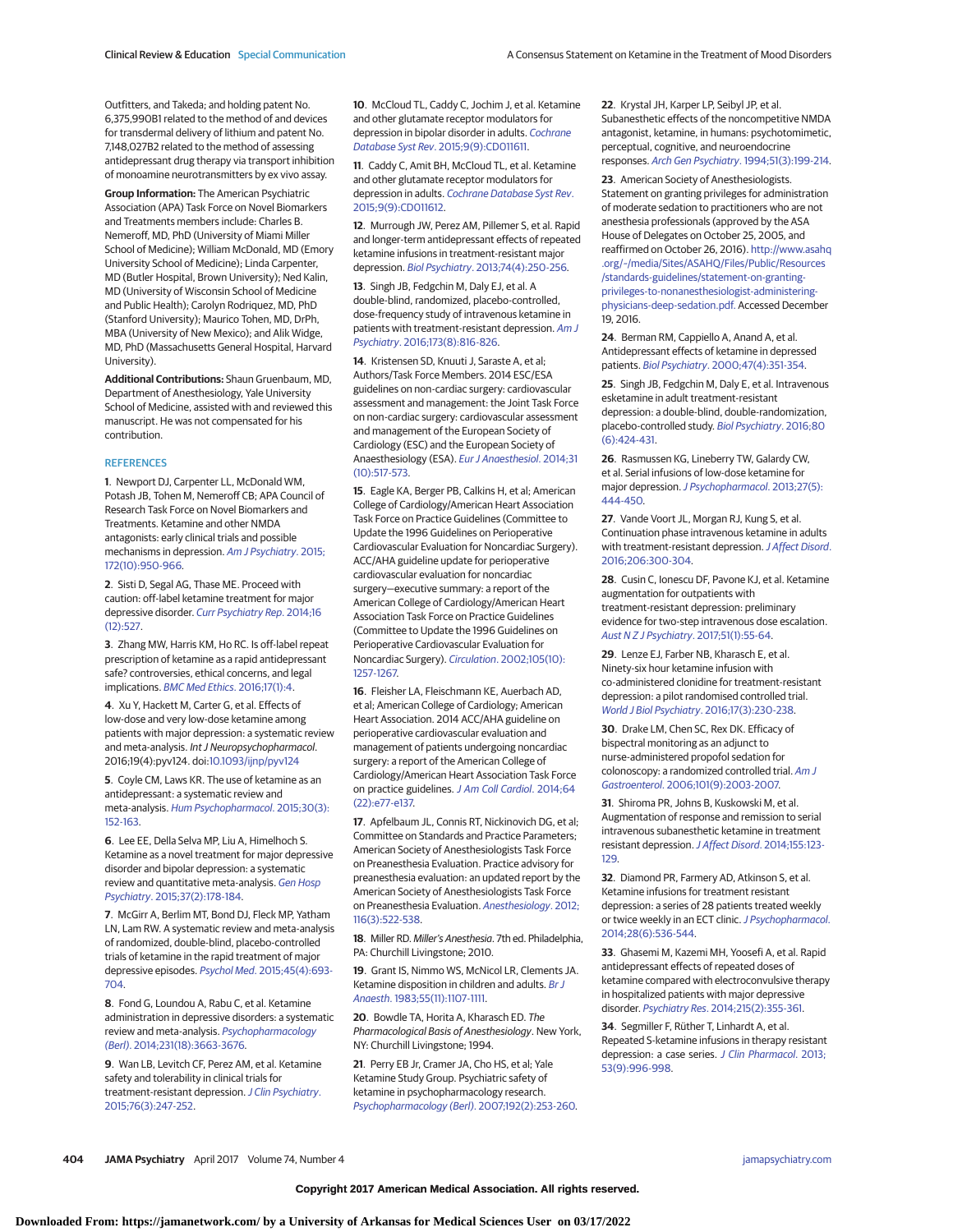Outfitters, and Takeda; and holding patent No. 6,375,990B1 related to the method of and devices for transdermal delivery of lithium and patent No. 7,148,027B2 related to the method of assessing antidepressant drug therapy via transport inhibition of monoamine neurotransmitters by ex vivo assay.

**Group Information:** The American Psychiatric Association (APA) Task Force on Novel Biomarkers and Treatments members include: Charles B. Nemeroff, MD, PhD (University of Miami Miller School of Medicine); William McDonald, MD (Emory University School of Medicine); Linda Carpenter, MD (Butler Hospital, Brown University); Ned Kalin, MD (University of Wisconsin School of Medicine and Public Health); Carolyn Rodriquez, MD, PhD (Stanford University); Maurico Tohen, MD, DrPh, MBA (University of New Mexico); and Alik Widge, MD, PhD (Massachusetts General Hospital, Harvard University).

**Additional Contributions:** Shaun Gruenbaum, MD, Department of Anesthesiology, Yale University School of Medicine, assisted with and reviewed this manuscript. He was not compensated for his contribution.

## REFERENCES

**1**. Newport DJ, Carpenter LL, McDonald WM, Potash JB, Tohen M, Nemeroff CB; APA Council of Research Task Force on Novel Biomarkers and Treatments. Ketamine and other NMDA antagonists: early clinical trials and possible mechanisms in depression. *Am J Psychiatry*. 2015; 172(10):950-966.

**2**. Sisti D, Segal AG, Thase ME. Proceed with caution: off-label ketamine treatment for major depressive disorder. *Curr Psychiatry Rep*. 2014;16 (12):527.

**3**. Zhang MW, Harris KM, Ho RC. Is off-label repeat prescription of ketamine as a rapid antidepressant safe? controversies, ethical concerns, and legal implications. *BMC Med Ethics*. 2016;17(1):4.

**4**. Xu Y, Hackett M, Carter G, et al. Effects of low-dose and very low-dose ketamine among patients with major depression: a systematic review and meta-analysis. *Int J Neuropsychopharmacol*. 2016;19(4):pyv124. doi:10.1093/ijnp/pyv124

**5**. Coyle CM, Laws KR. The use of ketamine as an antidepressant: a systematic review and meta-analysis. *Hum Psychopharmacol*. 2015;30(3): 152-163.

**6**. Lee EE, Della Selva MP, Liu A, Himelhoch S. Ketamine as a novel treatment for major depressive disorder and bipolar depression: a systematic review and quantitative meta-analysis. *Gen Hosp Psychiatry*. 2015;37(2):178-184.

**7**. McGirr A, Berlim MT, Bond DJ, Fleck MP, Yatham LN, Lam RW. A systematic review and meta-analysis of randomized, double-blind, placebo-controlled trials of ketamine in the rapid treatment of major depressive episodes. *Psychol Med*. 2015;45(4):693-704.

**8**. Fond G, Loundou A, Rabu C, et al. Ketamine administration in depressive disorders: a systematic review and meta-analysis. *Psychopharmacology (Berl)*. 2014;231(18):3663-3676.

**9**. Wan LB, Levitch CF, Perez AM, et al. Ketamine safety and tolerability in clinical trials for treatment-resistant depression. *J Clin Psychiatry*. 2015;76(3):247-252.

**10**. McCloud TL, Caddy C, Jochim J, et al. Ketamine and other glutamate receptor modulators for depression in bipolar disorder in adults. *Cochrane Database Syst Rev*. 2015;9(9):CD011611.

**11**. Caddy C, Amit BH, McCloud TL, et al. Ketamine and other glutamate receptor modulators for depression in adults. *Cochrane Database Syst Rev*. 2015;9(9):CD011612.

**12**. Murrough JW, Perez AM, Pillemer S, et al. Rapid and longer-term antidepressant effects of repeated ketamine infusions in treatment-resistant major depression. *Biol Psychiatry*. 2013;74(4):250-256.

**13**. Singh JB, Fedgchin M, Daly EJ, et al. A double-blind, randomized, placebo-controlled, dose-frequency study of intravenous ketamine in patients with treatment-resistant depression. *Am J Psychiatry*. 2016;173(8):816-826.

**14**. Kristensen SD, Knuuti J, Saraste A, et al; Authors/Task Force Members. 2014 ESC/ESA guidelines on non-cardiac surgery: cardiovascular assessment and management: the Joint Task Force on non-cardiac surgery: cardiovascular assessment and management of the European Society of Cardiology (ESC) and the European Society of Anaesthesiology (ESA). *Eur J Anaesthesiol*. 2014;31 (10):517-573.

**15**. Eagle KA, Berger PB, Calkins H, et al; American College of Cardiology/American Heart Association Task Force on Practice Guidelines (Committee to Update the 1996 Guidelines on Perioperative Cardiovascular Evaluation for Noncardiac Surgery). ACC/AHA guideline update for perioperative cardiovascular evaluation for noncardiac surgery—executive summary: a report of the American College of Cardiology/American Heart Association Task Force on Practice Guidelines (Committee to Update the 1996 Guidelines on Perioperative Cardiovascular Evaluation for Noncardiac Surgery). *Circulation*. 2002;105(10): 1257-1267.

**16**. Fleisher LA, Fleischmann KE, Auerbach AD, et al; American College of Cardiology; American Heart Association. 2014 ACC/AHA guideline on perioperative cardiovascular evaluation and management of patients undergoing noncardiac surgery: a report of the American College of Cardiology/American Heart Association Task Force on practice guidelines. *J Am Coll Cardiol*. 2014;64 (22):e77-e137.

**17**. Apfelbaum JL, Connis RT, Nickinovich DG, et al; Committee on Standards and Practice Parameters; American Society of Anesthesiologists Task Force on Preanesthesia Evaluation. Practice advisory for preanesthesia evaluation: an updated report by the American Society of Anesthesiologists Task Force on Preanesthesia Evaluation. *Anesthesiology*. 2012; 116(3):522-538.

**18**. Miller RD. *Miller's Anesthesia*. 7th ed. Philadelphia, PA: Churchill Livingstone; 2010.

**19**. Grant IS, Nimmo WS, McNicol LR, Clements JA. Ketamine disposition in children and adults. *Br J Anaesth*. 1983;55(11):1107-1111.

**20**. Bowdle TA, Horita A, Kharasch ED. *The Pharmacological Basis of Anesthesiology*. New York, NY: Churchill Livingstone; 1994.

**21**. Perry EB Jr, Cramer JA, Cho HS, et al; Yale Ketamine Study Group. Psychiatric safety of ketamine in psychopharmacology research. *Psychopharmacology (Berl)*. 2007;192(2):253-260.

**22**. Krystal JH, Karper LP, Seibyl JP, et al. Subanesthetic effects of the noncompetitive NMDA antagonist, ketamine, in humans: psychotomimetic, perceptual, cognitive, and neuroendocrine responses. *Arch Gen Psychiatry*. 1994;51(3):199-214.

**23**. American Society of Anesthesiologists. Statement on granting privileges for administration of moderate sedation to practitioners who are not anesthesia professionals (approved by the ASA House of Delegates on October 25, 2005, and reaffirmed on October 26, 2016). http://www.asahq.org/~/media/Sites/ASAHQ/Files/Public/Resources/standards-guidelines/statement-on-granting-privileges-to-nonanesthesiologist-administering-physicians-deep-sedation.pdf. Accessed December 19, 2016.

**24**. Berman RM, Cappiello A, Anand A, et al. Antidepressant effects of ketamine in depressed patients. *Biol Psychiatry*. 2000;47(4):351-354.

**25**. Singh JB, Fedgchin M, Daly E, et al. Intravenous esketamine in adult treatment-resistant depression: a double-blind, double-randomization, placebo-controlled study. *Biol Psychiatry*. 2016;80 (6):424-431.

**26**. Rasmussen KG, Lineberry TW, Galardy CW, et al. Serial infusions of low-dose ketamine for major depression. *J Psychopharmacol*. 2013;27(5): 444-450.

**27**. Vande Voort JL, Morgan RJ, Kung S, et al. Continuation phase intravenous ketamine in adults with treatment-resistant depression. *J Affect Disord*. 2016;206:300-304.

**28**. Cusin C, Ionescu DF, Pavone KJ, et al. Ketamine augmentation for outpatients with treatment-resistant depression: preliminary evidence for two-step intravenous dose escalation. *Aust N Z J Psychiatry*. 2017;51(1):55-64.

**29**. Lenze EJ, Farber NB, Kharasch E, et al. Ninety-six hour ketamine infusion with co-administered clonidine for treatment-resistant depression: a pilot randomised controlled trial. *World J Biol Psychiatry*. 2016;17(3):230-238.

**30**. Drake LM, Chen SC, Rex DK. Efficacy of bispectral monitoring as an adjunct to nurse-administered propofol sedation for colonoscopy: a randomized controlled trial. *Am J Gastroenterol*. 2006;101(9):2003-2007.

**31**. Shiroma PR, Johns B, Kuskowski M, et al. Augmentation of response and remission to serial intravenous subanesthetic ketamine in treatment resistant depression. *J Affect Disord*. 2014;155:123-129.

**32**. Diamond PR, Farmery AD, Atkinson S, et al. Ketamine infusions for treatment resistant depression: a series of 28 patients treated weekly or twice weekly in an ECT clinic. *J Psychopharmacol*. 2014;28(6):536-544.

**33**. Ghasemi M, Kazemi MH, Yoosefi A, et al. Rapid antidepressant effects of repeated doses of ketamine compared with electroconvulsive therapy in hospitalized patients with major depressive disorder. *Psychiatry Res*. 2014;215(2):355-361.

**34**. Segmiller F, Rüther T, Linhardt A, et al. Repeated S-ketamine infusions in therapy resistant depression: a case series. *J Clin Pharmacol*. 2013; 53(9):996-998.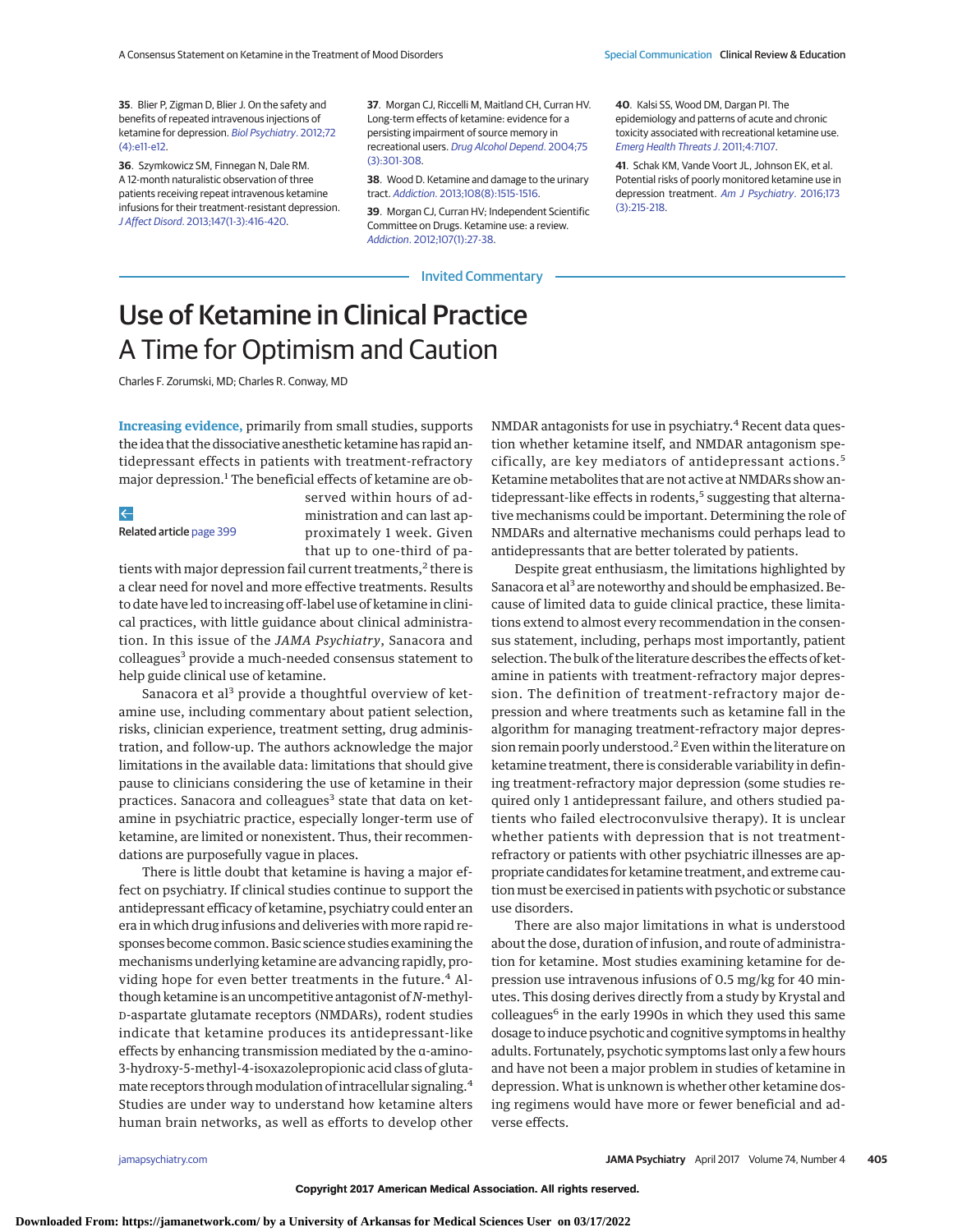35. Blier P, Zigman D, Blier J. On the safety and benefits of repeated intravenous injections of ketamine for depression. *Biol Psychiatry*. 2012;72(4):e11-e12.

36. Szymkowicz SM, Finnegan N, Dale RM. A 12-month naturalistic observation of three patients receiving repeat intravenous ketamine infusions for their treatment-resistant depression. *J Affect Disord*. 2013;147(1-3):416-420.

37. Morgan CJ, Riccelli M, Maitland CH, Curran HV. Long-term effects of ketamine: evidence for a persisting impairment of source memory in recreational users. *Drug Alcohol Depend*. 2004;75(3):301-308.

38. Wood D. Ketamine and damage to the urinary tract. *Addiction*. 2013;108(8):1515-1516.

39. Morgan CJ, Curran HV; Independent Scientific Committee on Drugs. Ketamine use: a review. *Addiction*. 2012;107(1):27-38.

40. Kalsi SS, Wood DM, Dargan PI. The epidemiology and patterns of acute and chronic toxicity associated with recreational ketamine use. *Emerg Health Threats J*. 2011;4:7107.

41. Schak KM, Vande Voort JL, Johnson EK, et al. Potential risks of poorly monitored ketamine use in depression treatment. *Am J Psychiatry*. 2016;173(3):215-218.

Invited Commentary

# Use of Ketamine in Clinical Practice
## A Time for Optimism and Caution

Charles F. Zorumski, MD; Charles R. Conway, MD

Related article page 399

**Increasing evidence,** primarily from small studies, supports the idea that the dissociative anesthetic ketamine has rapid antidepressant effects in patients with treatment-refractory major depression.[1] The beneficial effects of ketamine are observed within hours of administration and can last approximately 1 week. Given that up to one-third of patients with major depression fail current treatments,[2] there is a clear need for novel and more effective treatments. Results to date have led to increasing off-label use of ketamine in clinical practices, with little guidance about clinical administration. In this issue of the *JAMA Psychiatry*, Sanacora and colleagues[3] provide a much-needed consensus statement to help guide clinical use of ketamine.

Sanacora et al[3] provide a thoughtful overview of ketamine use, including commentary about patient selection, risks, clinician experience, treatment setting, drug administration, and follow-up. The authors acknowledge the major limitations in the available data: limitations that should give pause to clinicians considering the use of ketamine in their practices. Sanacora and colleagues[3] state that data on ketamine in psychiatric practice, especially longer-term use of ketamine, are limited or nonexistent. Thus, their recommendations are purposefully vague in places.

There is little doubt that ketamine is having a major effect on psychiatry. If clinical studies continue to support the antidepressant efficacy of ketamine, psychiatry could enter an era in which drug infusions and deliveries with more rapid responses become common. Basic science studies examining the mechanisms underlying ketamine are advancing rapidly, providing hope for even better treatments in the future.[4] Although ketamine is an uncompetitive antagonist of *N*-methyl-D-aspartate glutamate receptors (NMDARs), rodent studies indicate that ketamine produces its antidepressant-like effects by enhancing transmission mediated by the α-amino-3-hydroxy-5-methyl-4-isoxazolepropionic acid class of glutamate receptors through modulation of intracellular signaling.[4] Studies are under way to understand how ketamine alters human brain networks, as well as efforts to develop other NMDAR antagonists for use in psychiatry.[4] Recent data question whether ketamine itself, and NMDAR antagonism specifically, are key mediators of antidepressant actions.[5] Ketamine metabolites that are not active at NMDARs show antidepressant-like effects in rodents,[5] suggesting that alternative mechanisms could be important. Determining the role of NMDARs and alternative mechanisms could perhaps lead to antidepressants that are better tolerated by patients.

Despite great enthusiasm, the limitations highlighted by Sanacora et al[3] are noteworthy and should be emphasized. Because of limited data to guide clinical practice, these limitations extend to almost every recommendation in the consensus statement, including, perhaps most importantly, patient selection. The bulk of the literature describes the effects of ketamine in patients with treatment-refractory major depression. The definition of treatment-refractory major depression and where treatments such as ketamine fall in the algorithm for managing treatment-refractory major depression remain poorly understood.[2] Even within the literature on ketamine treatment, there is considerable variability in defining treatment-refractory major depression (some studies required only 1 antidepressant failure, and others studied patients who failed electroconvulsive therapy). It is unclear whether patients with depression that is not treatment-refractory or patients with other psychiatric illnesses are appropriate candidates for ketamine treatment, and extreme caution must be exercised in patients with psychotic or substance use disorders.

There are also major limitations in what is understood about the dose, duration of infusion, and route of administration for ketamine. Most studies examining ketamine for depression use intravenous infusions of 0.5 mg/kg for 40 minutes. This dosing derives directly from a study by Krystal and colleagues[6] in the early 1990s in which they used this same dosage to induce psychotic and cognitive symptoms in healthy adults. Fortunately, psychotic symptoms last only a few hours and have not been a major problem in studies of ketamine in depression. What is unknown is whether other ketamine dosing regimens would have more or fewer beneficial and adverse effects.